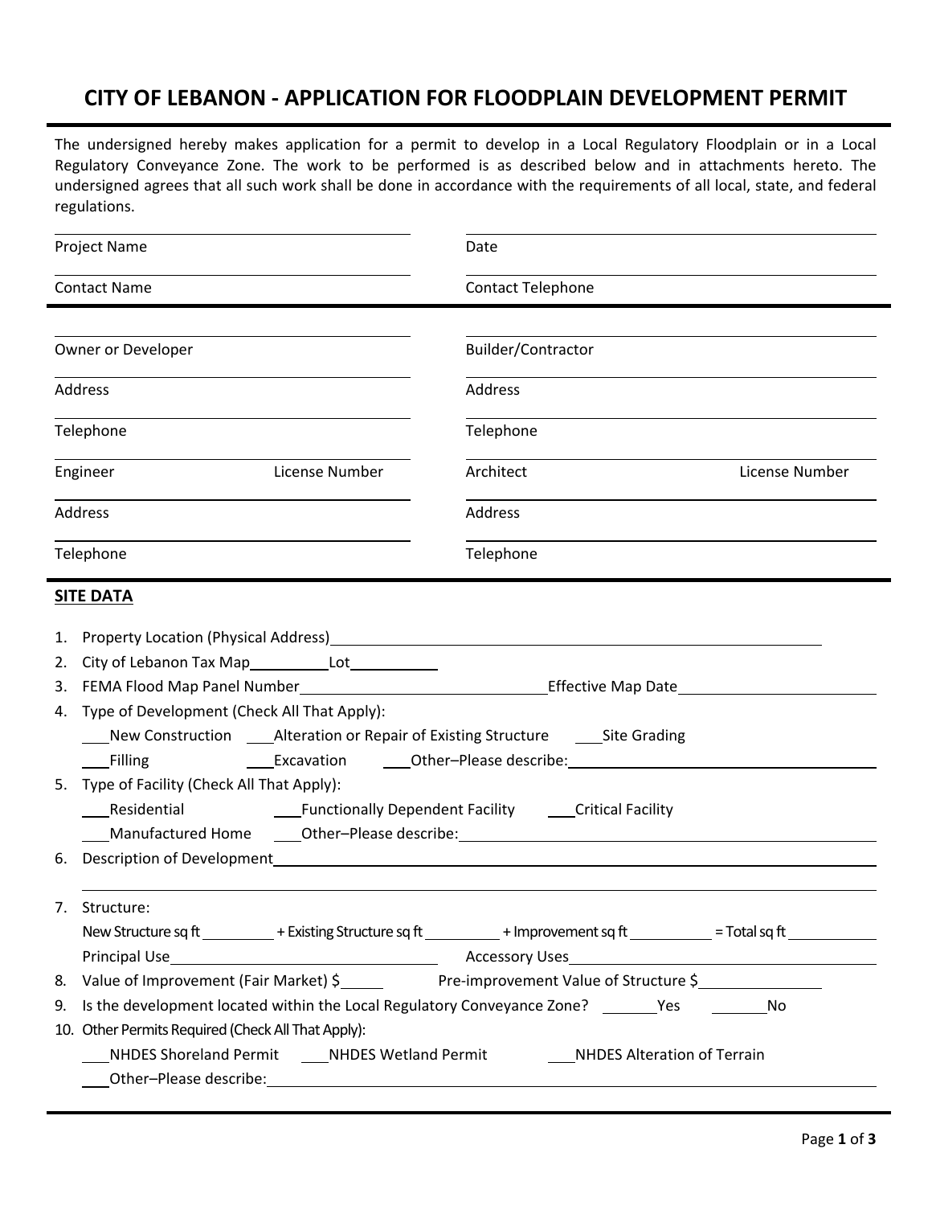# CITY OF LEBANON - APPLICATION FOR FLOODPLAIN DEVELOPMENT PERMIT

The undersigned hereby makes application for a permit to develop in a Local Regulatory Floodplain or in a Local Regulatory Conveyance Zone. The work to be performed is as described below and in attachments hereto. The undersigned agrees that all such work shall be done in accordance with the requirements of all local, state, and federal regulations.

| | |
|---|---|
| Project Name | Date |
| Contact Name | Contact Telephone |

| | |
|---|---|
| Owner or Developer | Builder/Contractor |
| Address | Address |
| Telephone | Telephone |
| Engineer &nbsp;&nbsp;&nbsp; License Number | Architect &nbsp;&nbsp;&nbsp; License Number |
| Address | Address |
| Telephone | Telephone |

## SITE DATA

1. Property Location (Physical Address)\_\_\_\_\_\_\_\_\_\_\_\_\_\_\_\_\_\_\_\_
2. City of Lebanon Tax Map\_\_\_\_\_\_\_\_ Lot\_\_\_\_\_\_\_\_
3. FEMA Flood Map Panel Number\_\_\_\_\_\_\_\_\_\_\_\_ Effective Map Date\_\_\_\_\_\_\_\_\_\_\_\_
4. Type of Development (Check All That Apply):
   \_\_\_New Construction \_\_\_Alteration or Repair of Existing Structure \_\_\_Site Grading
   \_\_\_Filling \_\_\_Excavation \_\_\_Other–Please describe:\_\_\_\_\_\_\_\_\_\_\_\_
5. Type of Facility (Check All That Apply):
   \_\_\_Residential \_\_\_Functionally Dependent Facility \_\_\_Critical Facility
   \_\_\_Manufactured Home \_\_\_Other–Please describe:\_\_\_\_\_\_\_\_\_\_\_\_
6. Description of Development\_\_\_\_\_\_\_\_\_\_\_\_\_\_\_\_\_\_\_\_
7. Structure:
   New Structure sq ft\_\_\_\_\_\_ + Existing Structure sq ft\_\_\_\_\_\_ + Improvement sq ft\_\_\_\_\_\_ = Total sq ft\_\_\_\_\_\_
   Principal Use\_\_\_\_\_\_\_\_\_\_\_\_ Accessory Uses\_\_\_\_\_\_\_\_\_\_\_\_
8. Value of Improvement (Fair Market) $\_\_\_\_\_ Pre-improvement Value of Structure $\_\_\_\_\_\_\_\_
9. Is the development located within the Local Regulatory Conveyance Zone? \_\_\_\_\_Yes \_\_\_\_\_No
10. Other Permits Required (Check All That Apply):
    \_\_\_NHDES Shoreland Permit \_\_\_NHDES Wetland Permit \_\_\_NHDES Alteration of Terrain
    \_\_\_Other–Please describe:\_\_\_\_\_\_\_\_\_\_\_\_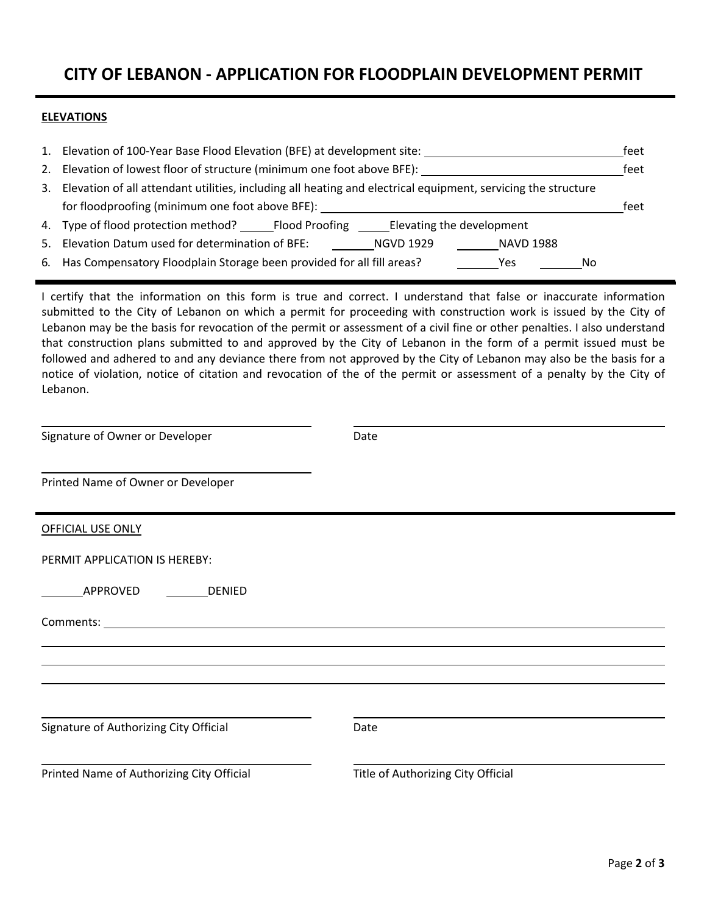# CITY OF LEBANON - APPLICATION FOR FLOODPLAIN DEVELOPMENT PERMIT

**ELEVATIONS**

1. Elevation of 100-Year Base Flood Elevation (BFE) at development site: ______________________ feet
2. Elevation of lowest floor of structure (minimum one foot above BFE): ______________________ feet
3. Elevation of all attendant utilities, including all heating and electrical equipment, servicing the structure for floodproofing (minimum one foot above BFE): ______________________ feet
4. Type of flood protection method? _____ Flood Proofing _____ Elevating the development
5. Elevation Datum used for determination of BFE: _______ NGVD 1929 _______ NAVD 1988
6. Has Compensatory Floodplain Storage been provided for all fill areas? _______ Yes _______ No

---

I certify that the information on this form is true and correct. I understand that false or inaccurate information submitted to the City of Lebanon on which a permit for proceeding with construction work is issued by the City of Lebanon may be the basis for revocation of the permit or assessment of a civil fine or other penalties. I also understand that construction plans submitted to and approved by the City of Lebanon in the form of a permit issued must be followed and adhered to and any deviance there from not approved by the City of Lebanon may also be the basis for a notice of violation, notice of citation and revocation of the of the permit or assessment of a penalty by the City of Lebanon.

______________________________ ______________________________
Signature of Owner or Developer Date

______________________________
Printed Name of Owner or Developer

---

OFFICIAL USE ONLY

PERMIT APPLICATION IS HEREBY:

_______ APPROVED _______ DENIED

Comments: ______________________________________________

______________________________ ______________________________
Signature of Authorizing City Official Date

______________________________ ______________________________
Printed Name of Authorizing City Official Title of Authorizing City Official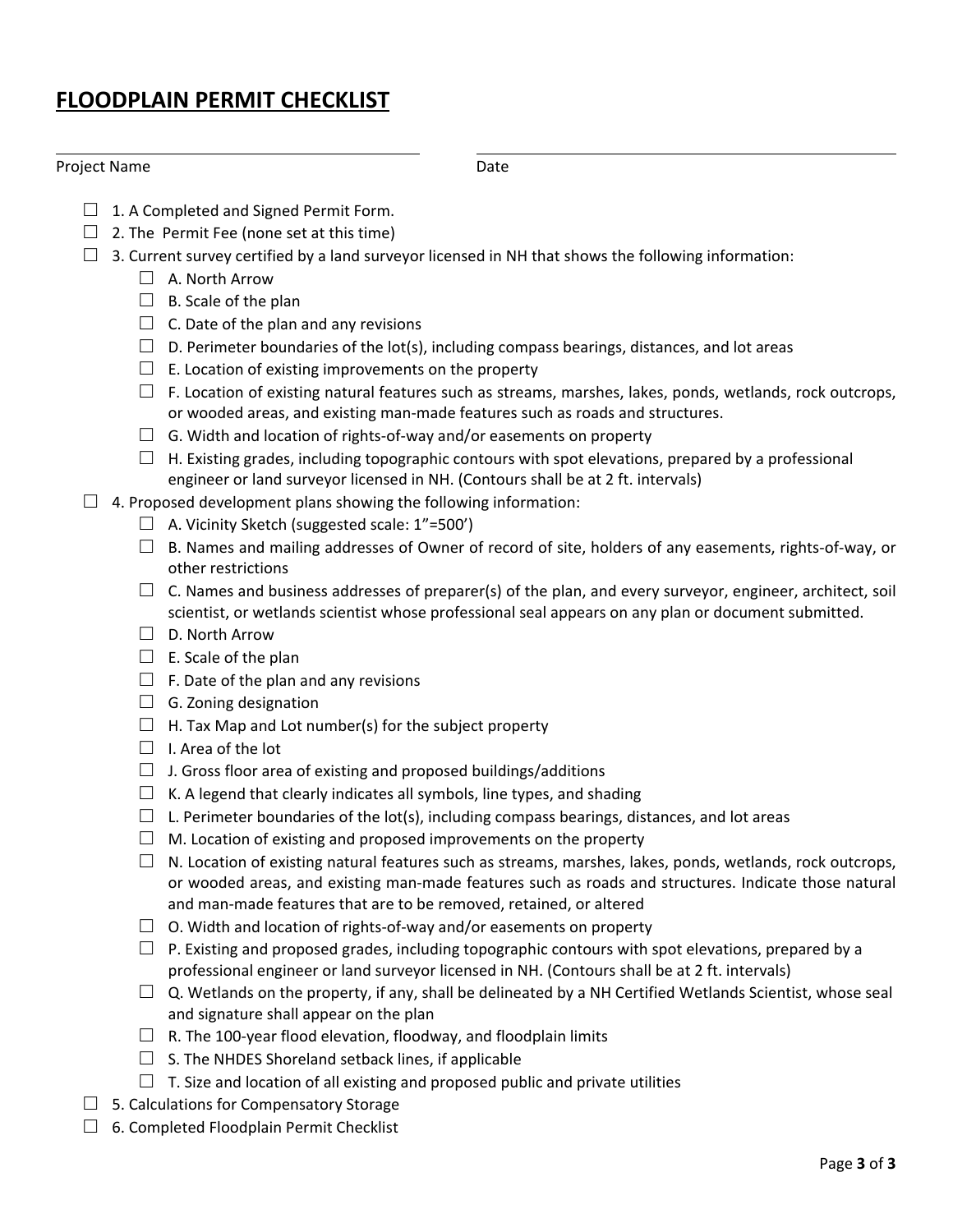# FLOODPLAIN PERMIT CHECKLIST

Project Name ______________________ Date ______________________

- ☐ 1. A Completed and Signed Permit Form.
- ☐ 2. The Permit Fee (none set at this time)
- ☐ 3. Current survey certified by a land surveyor licensed in NH that shows the following information:
  - ☐ A. North Arrow
  - ☐ B. Scale of the plan
  - ☐ C. Date of the plan and any revisions
  - ☐ D. Perimeter boundaries of the lot(s), including compass bearings, distances, and lot areas
  - ☐ E. Location of existing improvements on the property
  - ☐ F. Location of existing natural features such as streams, marshes, lakes, ponds, wetlands, rock outcrops, or wooded areas, and existing man-made features such as roads and structures.
  - ☐ G. Width and location of rights-of-way and/or easements on property
  - ☐ H. Existing grades, including topographic contours with spot elevations, prepared by a professional engineer or land surveyor licensed in NH. (Contours shall be at 2 ft. intervals)
- ☐ 4. Proposed development plans showing the following information:
  - ☐ A. Vicinity Sketch (suggested scale: 1"=500')
  - ☐ B. Names and mailing addresses of Owner of record of site, holders of any easements, rights-of-way, or other restrictions
  - ☐ C. Names and business addresses of preparer(s) of the plan, and every surveyor, engineer, architect, soil scientist, or wetlands scientist whose professional seal appears on any plan or document submitted.
  - ☐ D. North Arrow
  - ☐ E. Scale of the plan
  - ☐ F. Date of the plan and any revisions
  - ☐ G. Zoning designation
  - ☐ H. Tax Map and Lot number(s) for the subject property
  - ☐ I. Area of the lot
  - ☐ J. Gross floor area of existing and proposed buildings/additions
  - ☐ K. A legend that clearly indicates all symbols, line types, and shading
  - ☐ L. Perimeter boundaries of the lot(s), including compass bearings, distances, and lot areas
  - ☐ M. Location of existing and proposed improvements on the property
  - ☐ N. Location of existing natural features such as streams, marshes, lakes, ponds, wetlands, rock outcrops, or wooded areas, and existing man-made features such as roads and structures. Indicate those natural and man-made features that are to be removed, retained, or altered
  - ☐ O. Width and location of rights-of-way and/or easements on property
  - ☐ P. Existing and proposed grades, including topographic contours with spot elevations, prepared by a professional engineer or land surveyor licensed in NH. (Contours shall be at 2 ft. intervals)
  - ☐ Q. Wetlands on the property, if any, shall be delineated by a NH Certified Wetlands Scientist, whose seal and signature shall appear on the plan
  - ☐ R. The 100-year flood elevation, floodway, and floodplain limits
  - ☐ S. The NHDES Shoreland setback lines, if applicable
  - ☐ T. Size and location of all existing and proposed public and private utilities
- ☐ 5. Calculations for Compensatory Storage
- ☐ 6. Completed Floodplain Permit Checklist